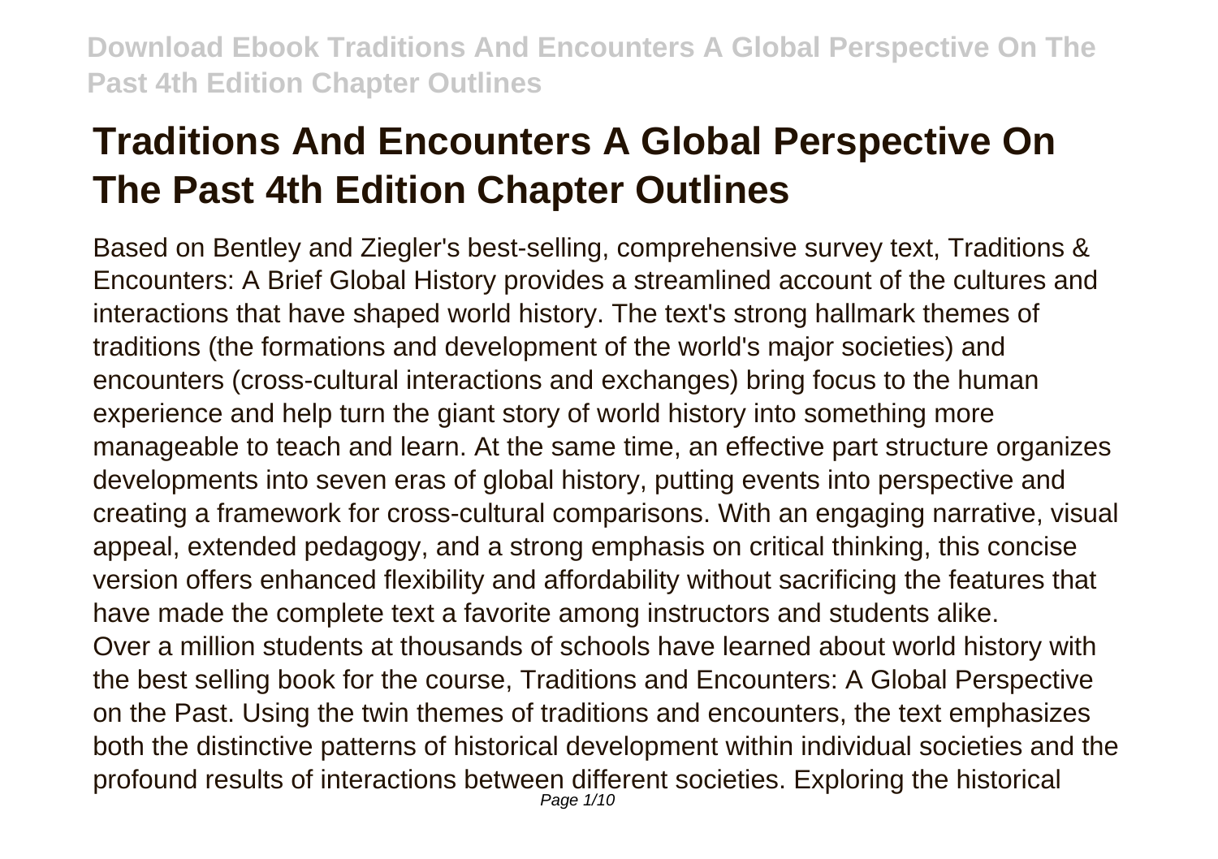# Traditions And Encounters A Global Perspective On The Past 4th Edition Chapter Outlines

Based on Bentley and Ziegler's best-selling, comprehensive survey text, Traditions & Encounters: A Brief Global History provides a streamlined account of the cultures and interactions that have shaped world history. The text's strong hallmark themes of traditions (the formations and development of the world's major societies) and encounters (cross-cultural interactions and exchanges) bring focus to the human experience and help turn the giant story of world history into something more manageable to teach and learn. At the same time, an effective part structure organizes developments into seven eras of global history, putting events into perspective and creating a framework for cross-cultural comparisons. With an engaging narrative, visual appeal, extended pedagogy, and a strong emphasis on critical thinking, this concise version offers enhanced flexibility and affordability without sacrificing the features that have made the complete text a favorite among instructors and students alike.

Over a million students at thousands of schools have learned about world history with the best selling book for the course, Traditions and Encounters: A Global Perspective on the Past. Using the twin themes of traditions and encounters, the text emphasizes both the distinctive patterns of historical development within individual societies and the profound results of interactions between different societies. Exploring the historical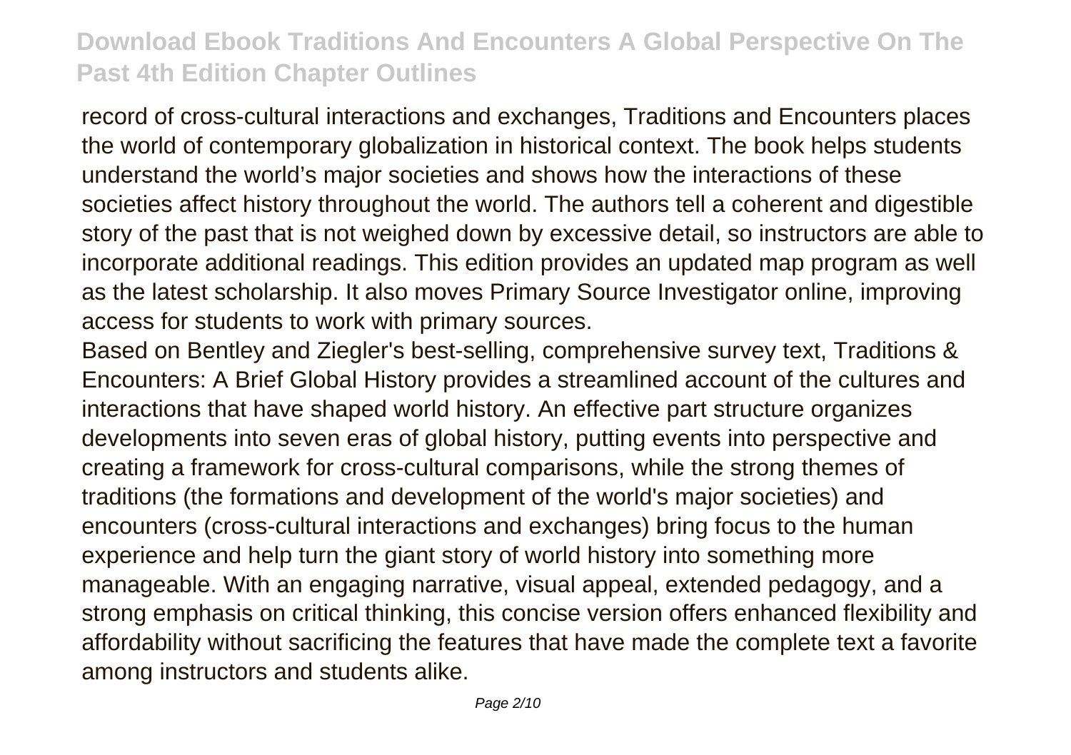record of cross-cultural interactions and exchanges, Traditions and Encounters places the world of contemporary globalization in historical context. The book helps students understand the world's major societies and shows how the interactions of these societies affect history throughout the world. The authors tell a coherent and digestible story of the past that is not weighed down by excessive detail, so instructors are able to incorporate additional readings. This edition provides an updated map program as well as the latest scholarship. It also moves Primary Source Investigator online, improving access for students to work with primary sources.

Based on Bentley and Ziegler's best-selling, comprehensive survey text, Traditions & Encounters: A Brief Global History provides a streamlined account of the cultures and interactions that have shaped world history. An effective part structure organizes developments into seven eras of global history, putting events into perspective and creating a framework for cross-cultural comparisons, while the strong themes of traditions (the formations and development of the world's major societies) and encounters (cross-cultural interactions and exchanges) bring focus to the human experience and help turn the giant story of world history into something more manageable. With an engaging narrative, visual appeal, extended pedagogy, and a strong emphasis on critical thinking, this concise version offers enhanced flexibility and affordability without sacrificing the features that have made the complete text a favorite among instructors and students alike.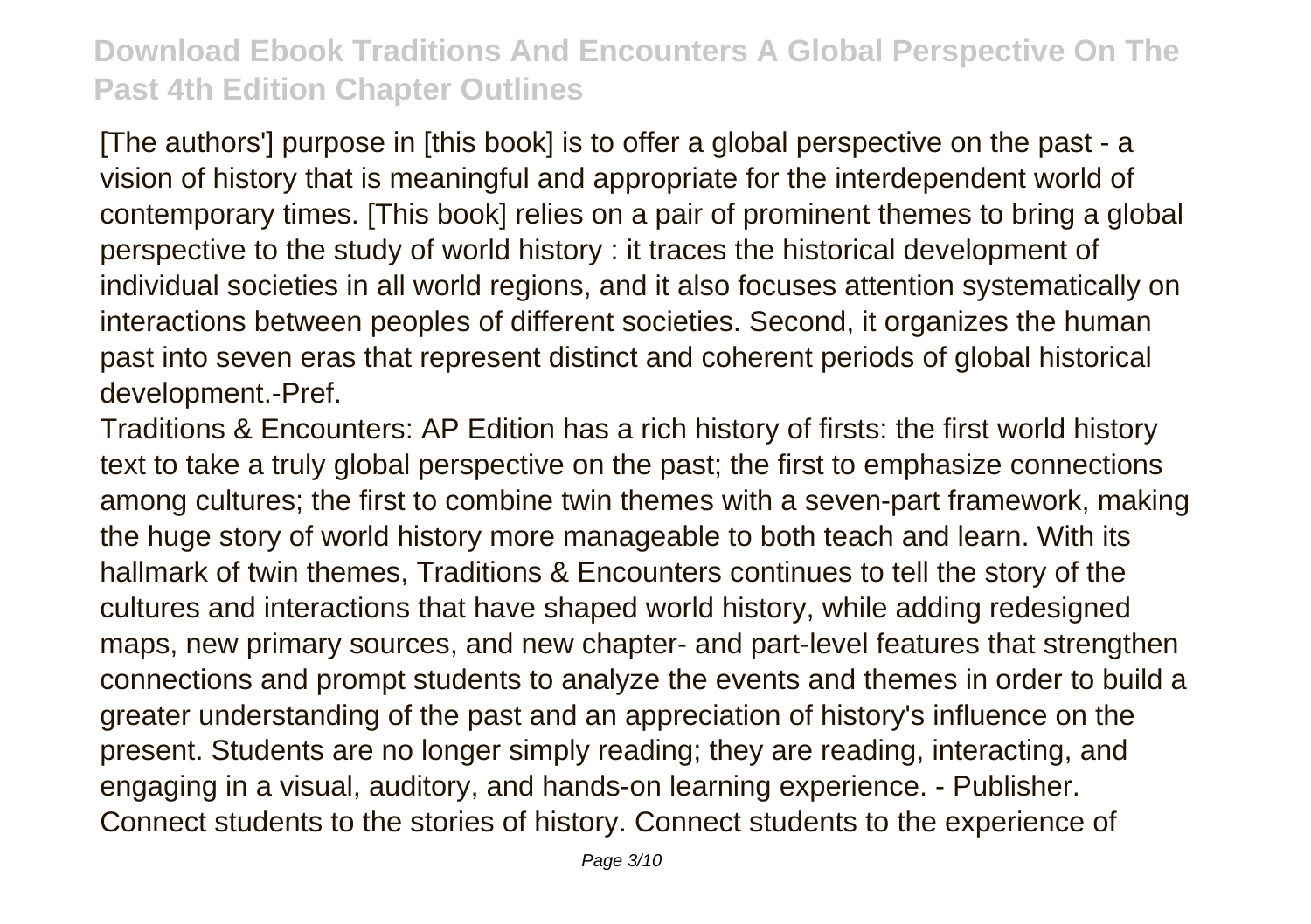[The authors'] purpose in [this book] is to offer a global perspective on the past - a vision of history that is meaningful and appropriate for the interdependent world of contemporary times. [This book] relies on a pair of prominent themes to bring a global perspective to the study of world history : it traces the historical development of individual societies in all world regions, and it also focuses attention systematically on interactions between peoples of different societies. Second, it organizes the human past into seven eras that represent distinct and coherent periods of global historical development.-Pref.

Traditions & Encounters: AP Edition has a rich history of firsts: the first world history text to take a truly global perspective on the past; the first to emphasize connections among cultures; the first to combine twin themes with a seven-part framework, making the huge story of world history more manageable to both teach and learn. With its hallmark of twin themes, Traditions & Encounters continues to tell the story of the cultures and interactions that have shaped world history, while adding redesigned maps, new primary sources, and new chapter- and part-level features that strengthen connections and prompt students to analyze the events and themes in order to build a greater understanding of the past and an appreciation of history's influence on the present. Students are no longer simply reading; they are reading, interacting, and engaging in a visual, auditory, and hands-on learning experience. - Publisher.

Connect students to the stories of history. Connect students to the experience of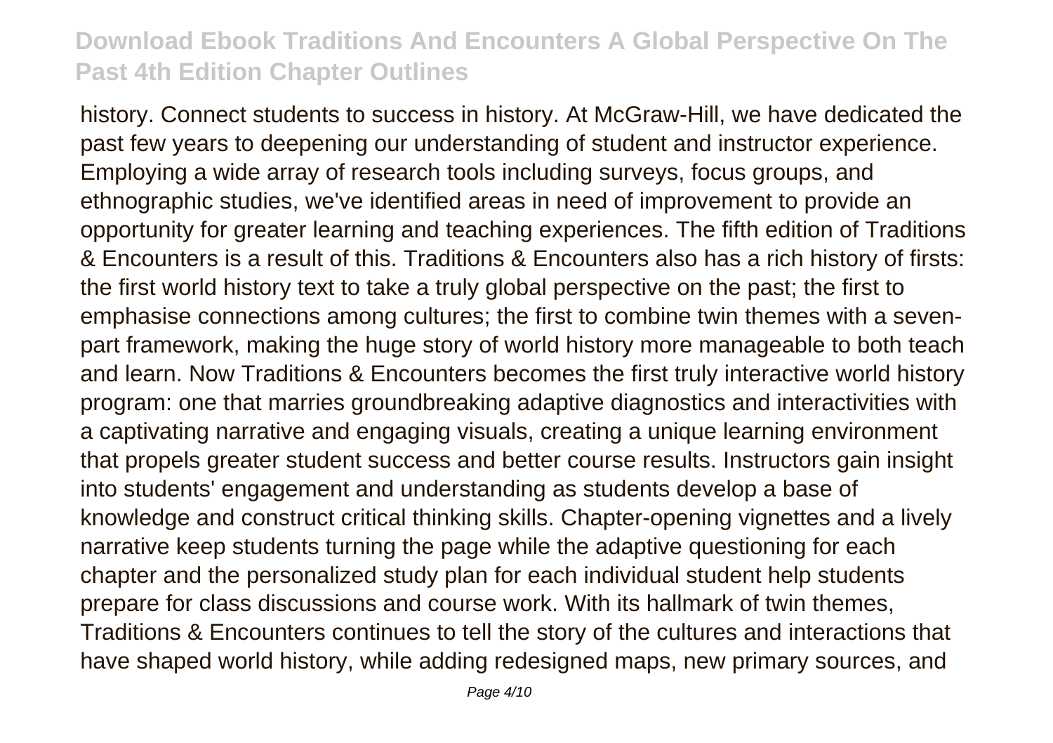history. Connect students to success in history. At McGraw-Hill, we have dedicated the past few years to deepening our understanding of student and instructor experience. Employing a wide array of research tools including surveys, focus groups, and ethnographic studies, we've identified areas in need of improvement to provide an opportunity for greater learning and teaching experiences. The fifth edition of Traditions & Encounters is a result of this. Traditions & Encounters also has a rich history of firsts: the first world history text to take a truly global perspective on the past; the first to emphasise connections among cultures; the first to combine twin themes with a seven-part framework, making the huge story of world history more manageable to both teach and learn. Now Traditions & Encounters becomes the first truly interactive world history program: one that marries groundbreaking adaptive diagnostics and interactivities with a captivating narrative and engaging visuals, creating a unique learning environment that propels greater student success and better course results. Instructors gain insight into students' engagement and understanding as students develop a base of knowledge and construct critical thinking skills. Chapter-opening vignettes and a lively narrative keep students turning the page while the adaptive questioning for each chapter and the personalized study plan for each individual student help students prepare for class discussions and course work. With its hallmark of twin themes, Traditions & Encounters continues to tell the story of the cultures and interactions that have shaped world history, while adding redesigned maps, new primary sources, and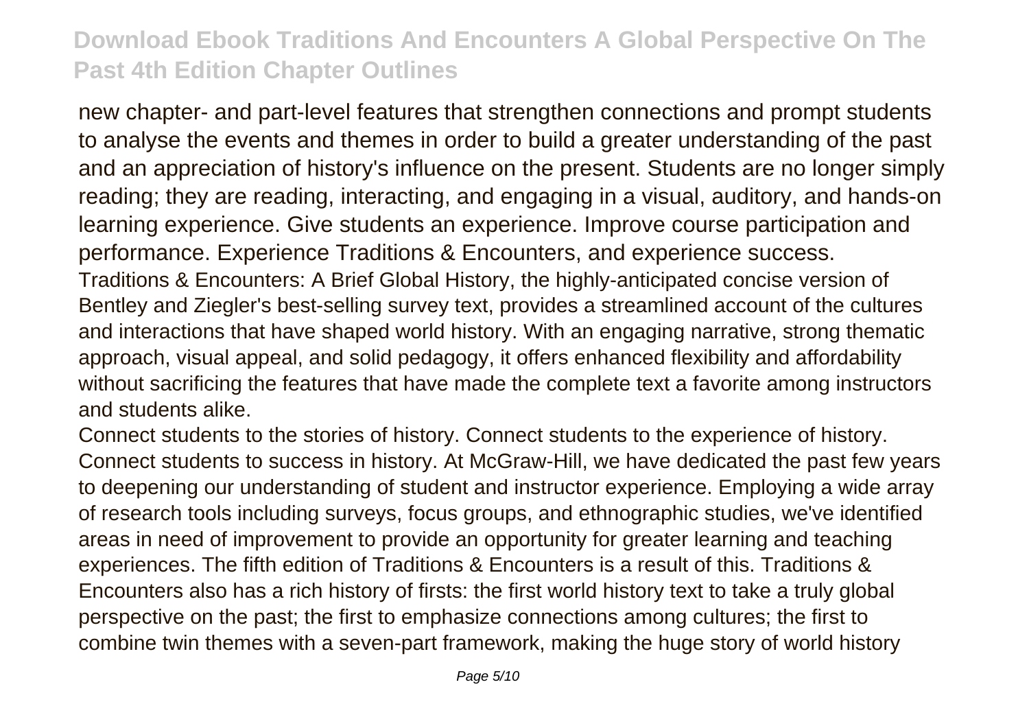new chapter- and part-level features that strengthen connections and prompt students to analyse the events and themes in order to build a greater understanding of the past and an appreciation of history's influence on the present. Students are no longer simply reading; they are reading, interacting, and engaging in a visual, auditory, and hands-on learning experience. Give students an experience. Improve course participation and performance. Experience Traditions & Encounters, and experience success.

Traditions & Encounters: A Brief Global History, the highly-anticipated concise version of Bentley and Ziegler's best-selling survey text, provides a streamlined account of the cultures and interactions that have shaped world history. With an engaging narrative, strong thematic approach, visual appeal, and solid pedagogy, it offers enhanced flexibility and affordability without sacrificing the features that have made the complete text a favorite among instructors and students alike.

Connect students to the stories of history. Connect students to the experience of history. Connect students to success in history. At McGraw-Hill, we have dedicated the past few years to deepening our understanding of student and instructor experience. Employing a wide array of research tools including surveys, focus groups, and ethnographic studies, we've identified areas in need of improvement to provide an opportunity for greater learning and teaching experiences. The fifth edition of Traditions & Encounters is a result of this. Traditions & Encounters also has a rich history of firsts: the first world history text to take a truly global perspective on the past; the first to emphasize connections among cultures; the first to combine twin themes with a seven-part framework, making the huge story of world history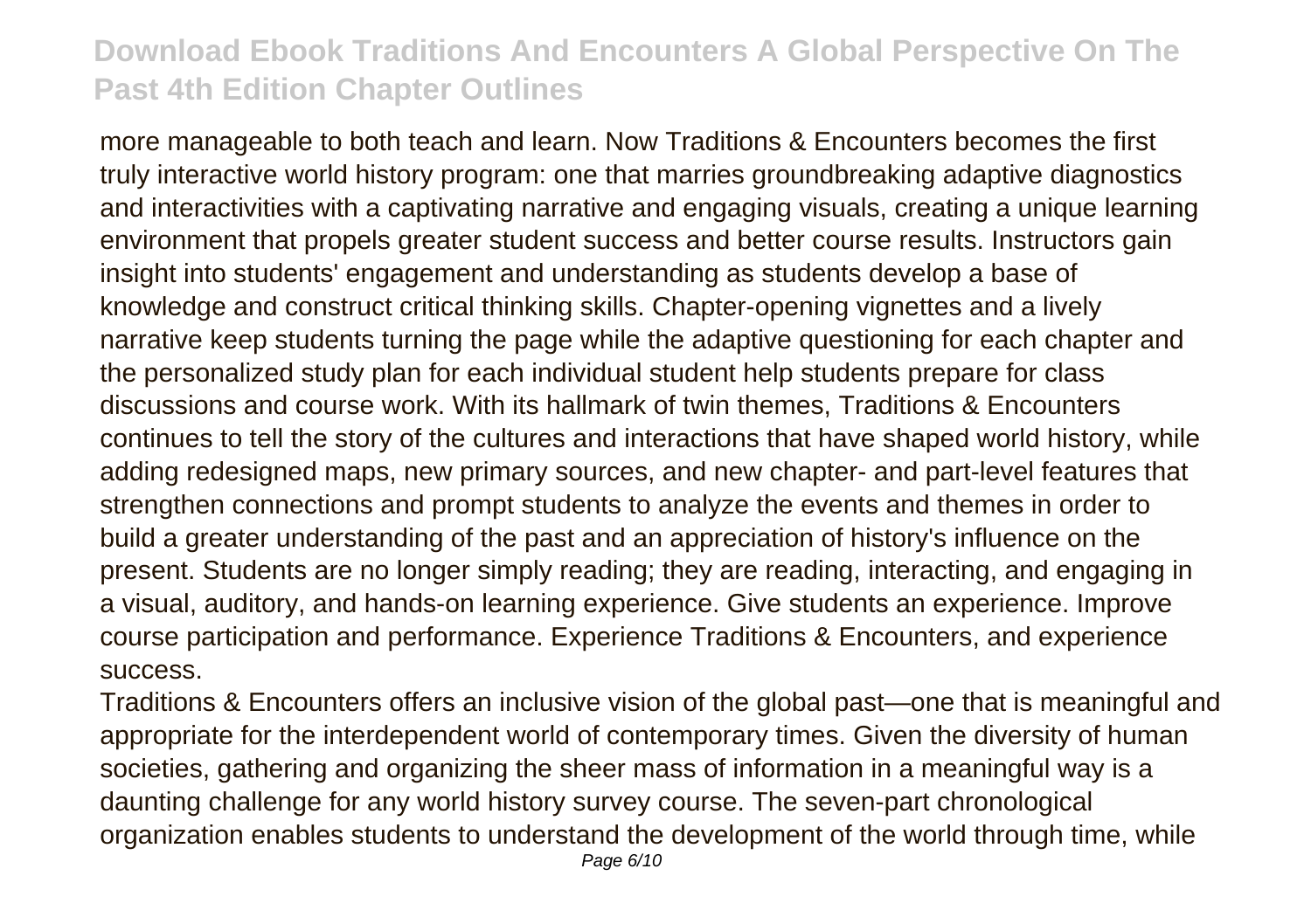more manageable to both teach and learn. Now Traditions & Encounters becomes the first truly interactive world history program: one that marries groundbreaking adaptive diagnostics and interactivities with a captivating narrative and engaging visuals, creating a unique learning environment that propels greater student success and better course results. Instructors gain insight into students' engagement and understanding as students develop a base of knowledge and construct critical thinking skills. Chapter-opening vignettes and a lively narrative keep students turning the page while the adaptive questioning for each chapter and the personalized study plan for each individual student help students prepare for class discussions and course work. With its hallmark of twin themes, Traditions & Encounters continues to tell the story of the cultures and interactions that have shaped world history, while adding redesigned maps, new primary sources, and new chapter- and part-level features that strengthen connections and prompt students to analyze the events and themes in order to build a greater understanding of the past and an appreciation of history's influence on the present. Students are no longer simply reading; they are reading, interacting, and engaging in a visual, auditory, and hands-on learning experience. Give students an experience. Improve course participation and performance. Experience Traditions & Encounters, and experience success.

Traditions & Encounters offers an inclusive vision of the global past—one that is meaningful and appropriate for the interdependent world of contemporary times. Given the diversity of human societies, gathering and organizing the sheer mass of information in a meaningful way is a daunting challenge for any world history survey course. The seven-part chronological organization enables students to understand the development of the world through time, while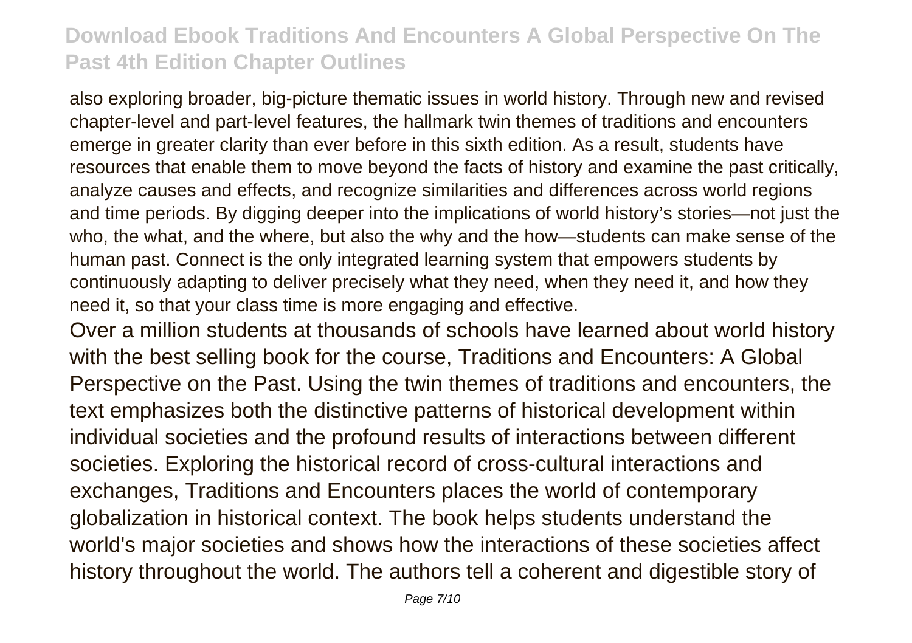also exploring broader, big-picture thematic issues in world history. Through new and revised chapter-level and part-level features, the hallmark twin themes of traditions and encounters emerge in greater clarity than ever before in this sixth edition. As a result, students have resources that enable them to move beyond the facts of history and examine the past critically, analyze causes and effects, and recognize similarities and differences across world regions and time periods. By digging deeper into the implications of world history's stories—not just the who, the what, and the where, but also the why and the how—students can make sense of the human past. Connect is the only integrated learning system that empowers students by continuously adapting to deliver precisely what they need, when they need it, and how they need it, so that your class time is more engaging and effective.

Over a million students at thousands of schools have learned about world history with the best selling book for the course, Traditions and Encounters: A Global Perspective on the Past. Using the twin themes of traditions and encounters, the text emphasizes both the distinctive patterns of historical development within individual societies and the profound results of interactions between different societies. Exploring the historical record of cross-cultural interactions and exchanges, Traditions and Encounters places the world of contemporary globalization in historical context. The book helps students understand the world's major societies and shows how the interactions of these societies affect history throughout the world. The authors tell a coherent and digestible story of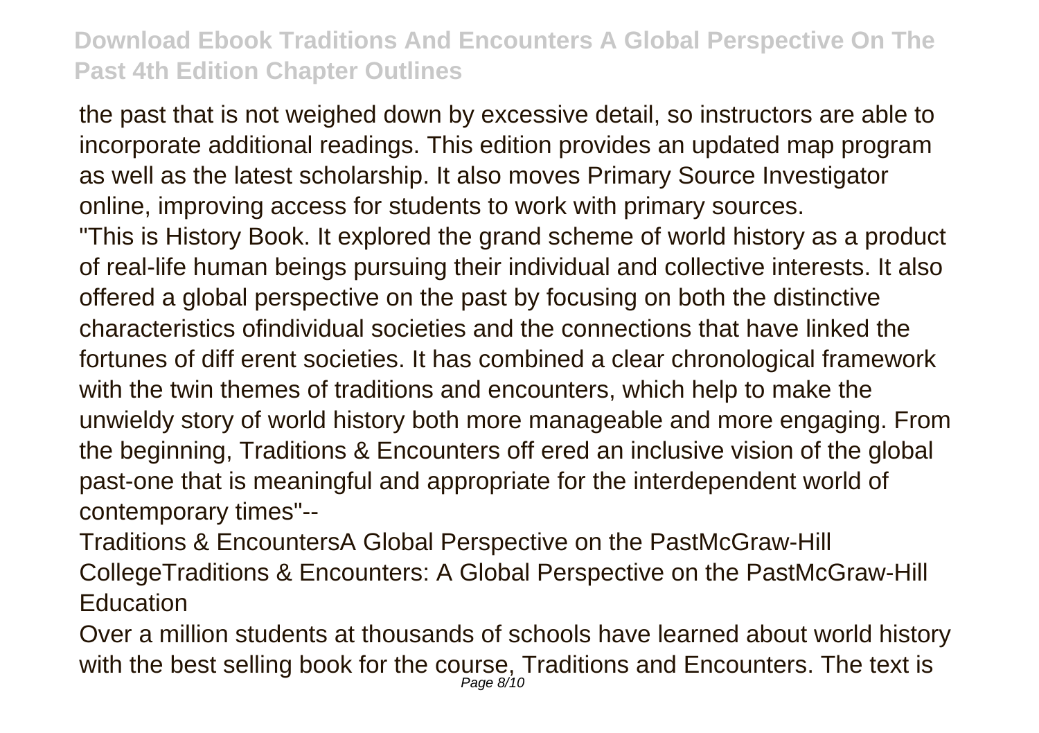the past that is not weighed down by excessive detail, so instructors are able to incorporate additional readings. This edition provides an updated map program as well as the latest scholarship. It also moves Primary Source Investigator online, improving access for students to work with primary sources.

"This is History Book. It explored the grand scheme of world history as a product of real-life human beings pursuing their individual and collective interests. It also offered a global perspective on the past by focusing on both the distinctive characteristics ofindividual societies and the connections that have linked the fortunes of diff erent societies. It has combined a clear chronological framework with the twin themes of traditions and encounters, which help to make the unwieldy story of world history both more manageable and more engaging. From the beginning, Traditions & Encounters off ered an inclusive vision of the global past-one that is meaningful and appropriate for the interdependent world of contemporary times"--

Traditions & EncountersA Global Perspective on the PastMcGraw-Hill CollegeTraditions & Encounters: A Global Perspective on the PastMcGraw-Hill Education

Over a million students at thousands of schools have learned about world history with the best selling book for the course, Traditions and Encounters. The text is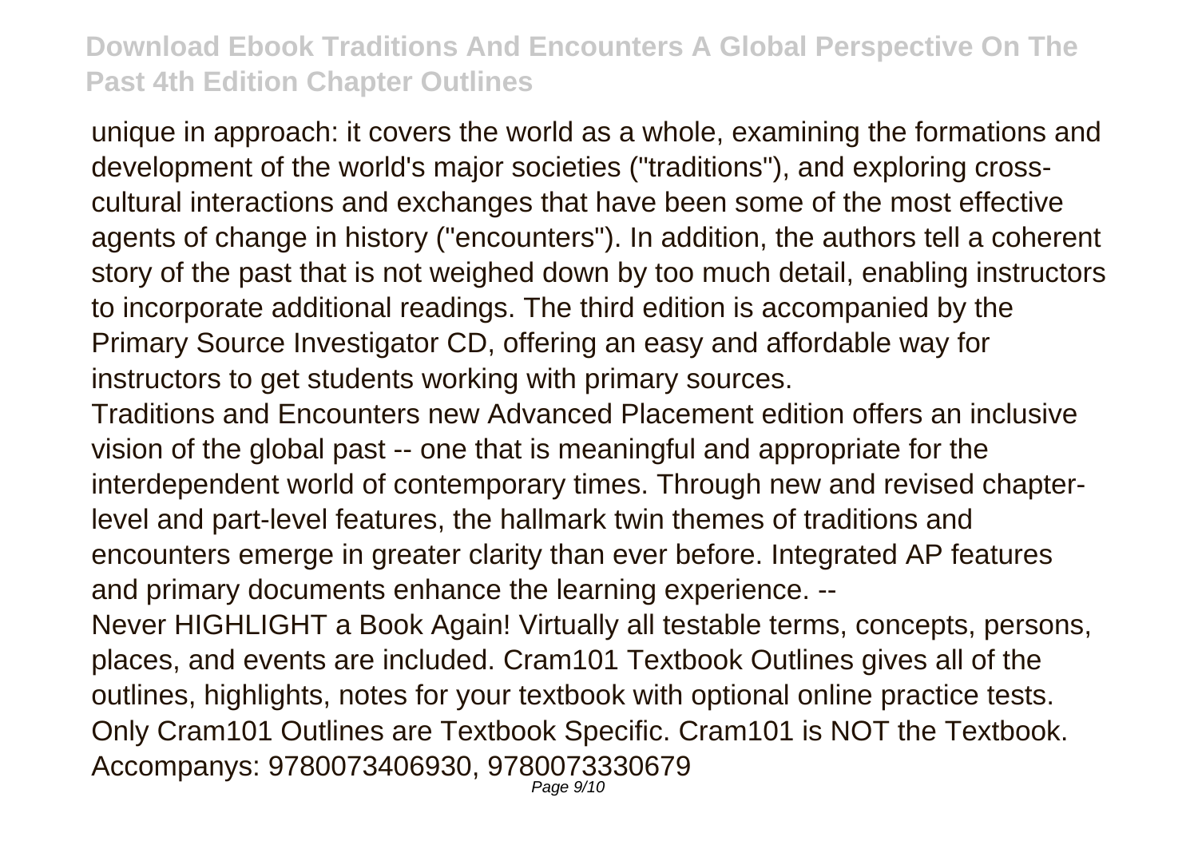unique in approach: it covers the world as a whole, examining the formations and development of the world's major societies ("traditions"), and exploring cross-cultural interactions and exchanges that have been some of the most effective agents of change in history ("encounters"). In addition, the authors tell a coherent story of the past that is not weighed down by too much detail, enabling instructors to incorporate additional readings. The third edition is accompanied by the Primary Source Investigator CD, offering an easy and affordable way for instructors to get students working with primary sources.

Traditions and Encounters new Advanced Placement edition offers an inclusive vision of the global past -- one that is meaningful and appropriate for the interdependent world of contemporary times. Through new and revised chapter-level and part-level features, the hallmark twin themes of traditions and encounters emerge in greater clarity than ever before. Integrated AP features and primary documents enhance the learning experience. --

Never HIGHLIGHT a Book Again! Virtually all testable terms, concepts, persons, places, and events are included. Cram101 Textbook Outlines gives all of the outlines, highlights, notes for your textbook with optional online practice tests. Only Cram101 Outlines are Textbook Specific. Cram101 is NOT the Textbook. Accompanys: 9780073406930, 9780073330679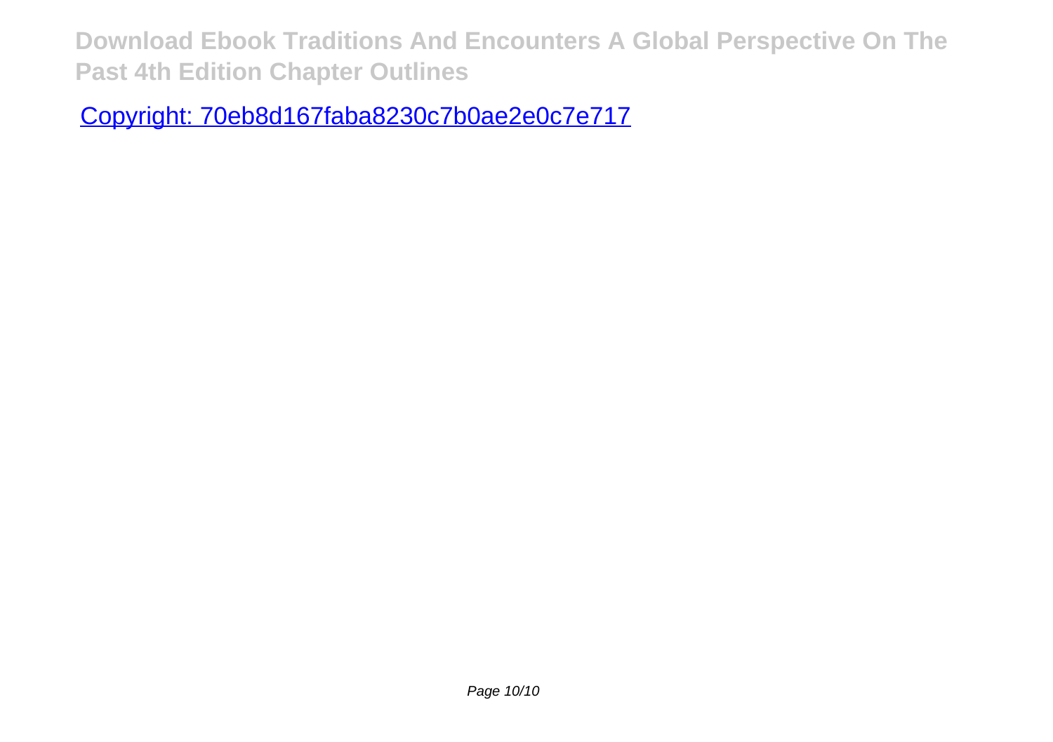[Copyright: 70eb8d167faba8230c7b0ae2e0c7e717]